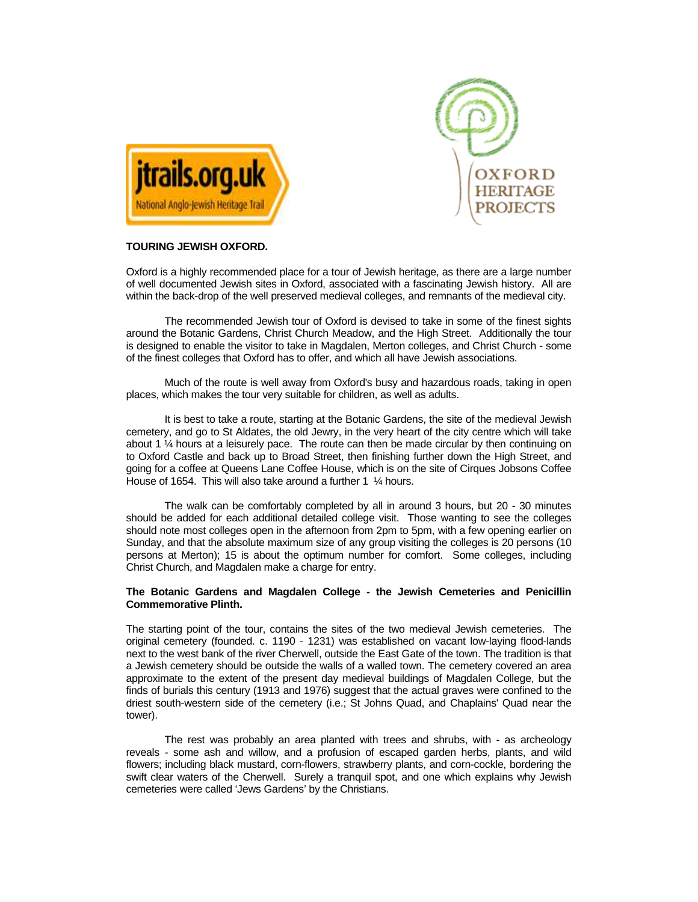jtrails.org.uk

National Anglo-Jewish Heritage Trail

OXFORD HERITAGE PROJECTS

**TOURING JEWISH OXFORD.**

Oxford is a highly recommended place for a tour of Jewish heritage, as there are a large number of well documented Jewish sites in Oxford, associated with a fascinating Jewish history. All are within the back-drop of the well preserved medieval colleges, and remnants of the medieval city.

The recommended Jewish tour of Oxford is devised to take in some of the finest sights around the Botanic Gardens, Christ Church Meadow, and the High Street. Additionally the tour is designed to enable the visitor to take in Magdalen, Merton colleges, and Christ Church - some of the finest colleges that Oxford has to offer, and which all have Jewish associations.

Much of the route is well away from Oxford's busy and hazardous roads, taking in open places, which makes the tour very suitable for children, as well as adults.

It is best to take a route, starting at the Botanic Gardens, the site of the medieval Jewish cemetery, and go to St Aldates, the old Jewry, in the very heart of the city centre which will take about 1 ¼ hours at a leisurely pace. The route can then be made circular by then continuing on to Oxford Castle and back up to Broad Street, then finishing further down the High Street, and going for a coffee at Queens Lane Coffee House, which is on the site of Cirques Jobsons Coffee House of 1654. This will also take around a further 1 ¼ hours.

The walk can be comfortably completed by all in around 3 hours, but 20 - 30 minutes should be added for each additional detailed college visit. Those wanting to see the colleges should note most colleges open in the afternoon from 2pm to 5pm, with a few opening earlier on Sunday, and that the absolute maximum size of any group visiting the colleges is 20 persons (10 persons at Merton); 15 is about the optimum number for comfort. Some colleges, including Christ Church, and Magdalen make a charge for entry.

**The Botanic Gardens and Magdalen College - the Jewish Cemeteries and Penicillin Commemorative Plinth.**

The starting point of the tour, contains the sites of the two medieval Jewish cemeteries. The original cemetery (founded. c. 1190 - 1231) was established on vacant low-laying flood-lands next to the west bank of the river Cherwell, outside the East Gate of the town. The tradition is that a Jewish cemetery should be outside the walls of a walled town. The cemetery covered an area approximate to the extent of the present day medieval buildings of Magdalen College, but the finds of burials this century (1913 and 1976) suggest that the actual graves were confined to the driest south-western side of the cemetery (i.e.; St Johns Quad, and Chaplains' Quad near the tower).

The rest was probably an area planted with trees and shrubs, with - as archeology reveals - some ash and willow, and a profusion of escaped garden herbs, plants, and wild flowers; including black mustard, corn-flowers, strawberry plants, and corn-cockle, bordering the swift clear waters of the Cherwell. Surely a tranquil spot, and one which explains why Jewish cemeteries were called 'Jews Gardens' by the Christians.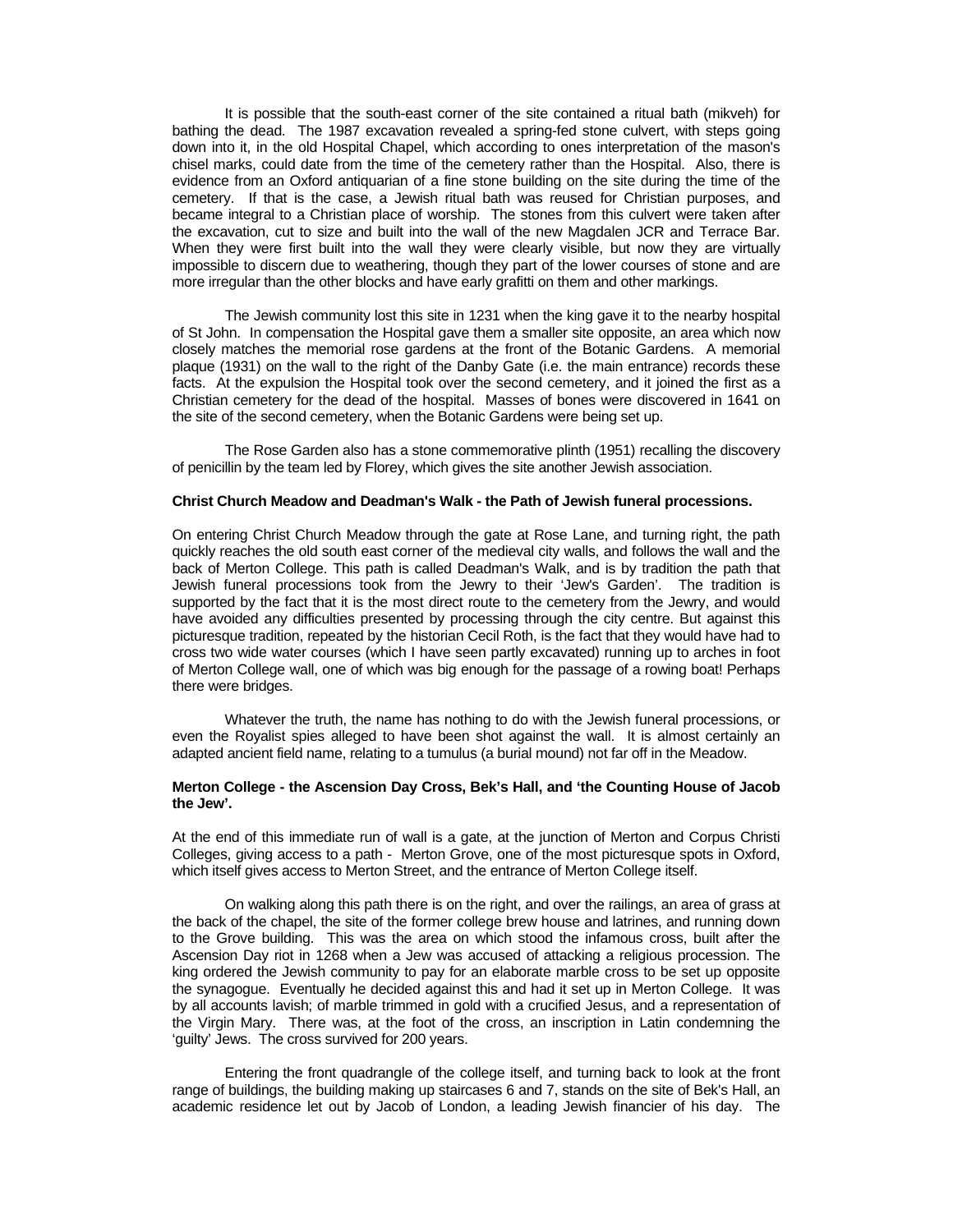It is possible that the south-east corner of the site contained a ritual bath (mikveh) for bathing the dead. The 1987 excavation revealed a spring-fed stone culvert, with steps going down into it, in the old Hospital Chapel, which according to ones interpretation of the mason's chisel marks, could date from the time of the cemetery rather than the Hospital. Also, there is evidence from an Oxford antiquarian of a fine stone building on the site during the time of the cemetery. If that is the case, a Jewish ritual bath was reused for Christian purposes, and became integral to a Christian place of worship. The stones from this culvert were taken after the excavation, cut to size and built into the wall of the new Magdalen JCR and Terrace Bar. When they were first built into the wall they were clearly visible, but now they are virtually impossible to discern due to weathering, though they part of the lower courses of stone and are more irregular than the other blocks and have early grafitti on them and other markings.

The Jewish community lost this site in 1231 when the king gave it to the nearby hospital of St John. In compensation the Hospital gave them a smaller site opposite, an area which now closely matches the memorial rose gardens at the front of the Botanic Gardens. A memorial plaque (1931) on the wall to the right of the Danby Gate (i.e. the main entrance) records these facts. At the expulsion the Hospital took over the second cemetery, and it joined the first as a Christian cemetery for the dead of the hospital. Masses of bones were discovered in 1641 on the site of the second cemetery, when the Botanic Gardens were being set up.

The Rose Garden also has a stone commemorative plinth (1951) recalling the discovery of penicillin by the team led by Florey, which gives the site another Jewish association.

**Christ Church Meadow and Deadman's Walk - the Path of Jewish funeral processions.**

On entering Christ Church Meadow through the gate at Rose Lane, and turning right, the path quickly reaches the old south east corner of the medieval city walls, and follows the wall and the back of Merton College. This path is called Deadman's Walk, and is by tradition the path that Jewish funeral processions took from the Jewry to their 'Jew's Garden'. The tradition is supported by the fact that it is the most direct route to the cemetery from the Jewry, and would have avoided any difficulties presented by processing through the city centre. But against this picturesque tradition, repeated by the historian Cecil Roth, is the fact that they would have had to cross two wide water courses (which I have seen partly excavated) running up to arches in foot of Merton College wall, one of which was big enough for the passage of a rowing boat! Perhaps there were bridges.

Whatever the truth, the name has nothing to do with the Jewish funeral processions, or even the Royalist spies alleged to have been shot against the wall. It is almost certainly an adapted ancient field name, relating to a tumulus (a burial mound) not far off in the Meadow.

**Merton College - the Ascension Day Cross, Bek's Hall, and 'the Counting House of Jacob the Jew'.**

At the end of this immediate run of wall is a gate, at the junction of Merton and Corpus Christi Colleges, giving access to a path - Merton Grove, one of the most picturesque spots in Oxford, which itself gives access to Merton Street, and the entrance of Merton College itself.

On walking along this path there is on the right, and over the railings, an area of grass at the back of the chapel, the site of the former college brew house and latrines, and running down to the Grove building. This was the area on which stood the infamous cross, built after the Ascension Day riot in 1268 when a Jew was accused of attacking a religious procession. The king ordered the Jewish community to pay for an elaborate marble cross to be set up opposite the synagogue. Eventually he decided against this and had it set up in Merton College. It was by all accounts lavish; of marble trimmed in gold with a crucified Jesus, and a representation of the Virgin Mary. There was, at the foot of the cross, an inscription in Latin condemning the 'guilty' Jews. The cross survived for 200 years.

Entering the front quadrangle of the college itself, and turning back to look at the front range of buildings, the building making up staircases 6 and 7, stands on the site of Bek's Hall, an academic residence let out by Jacob of London, a leading Jewish financier of his day. The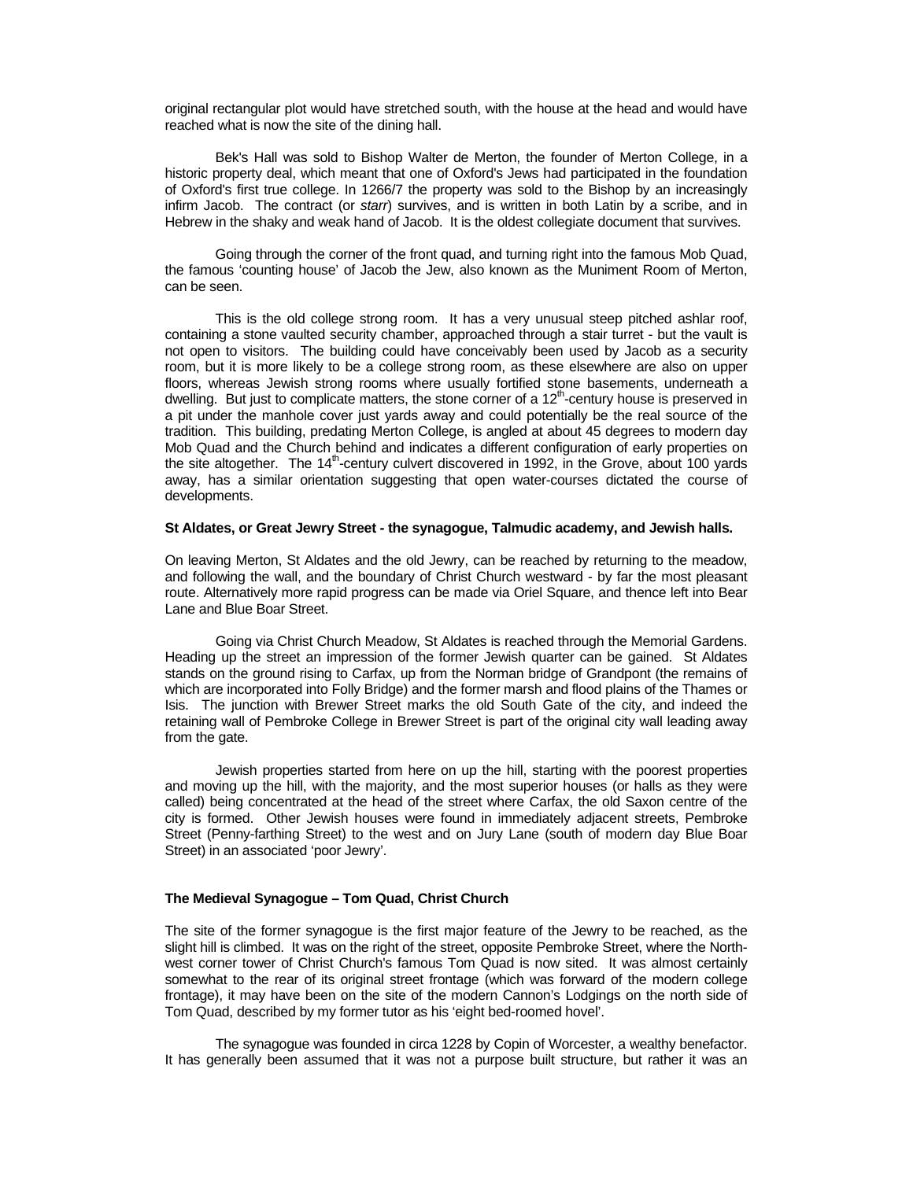original rectangular plot would have stretched south, with the house at the head and would have reached what is now the site of the dining hall.

Bek's Hall was sold to Bishop Walter de Merton, the founder of Merton College, in a historic property deal, which meant that one of Oxford's Jews had participated in the foundation of Oxford's first true college. In 1266/7 the property was sold to the Bishop by an increasingly infirm Jacob. The contract (or *starr*) survives, and is written in both Latin by a scribe, and in Hebrew in the shaky and weak hand of Jacob. It is the oldest collegiate document that survives.

Going through the corner of the front quad, and turning right into the famous Mob Quad, the famous 'counting house' of Jacob the Jew, also known as the Muniment Room of Merton, can be seen.

This is the old college strong room. It has a very unusual steep pitched ashlar roof, containing a stone vaulted security chamber, approached through a stair turret - but the vault is not open to visitors. The building could have conceivably been used by Jacob as a security room, but it is more likely to be a college strong room, as these elsewhere are also on upper floors, whereas Jewish strong rooms where usually fortified stone basements, underneath a dwelling. But just to complicate matters, the stone corner of a 12th-century house is preserved in a pit under the manhole cover just yards away and could potentially be the real source of the tradition. This building, predating Merton College, is angled at about 45 degrees to modern day Mob Quad and the Church behind and indicates a different configuration of early properties on the site altogether. The 14th-century culvert discovered in 1992, in the Grove, about 100 yards away, has a similar orientation suggesting that open water-courses dictated the course of developments.

**St Aldates, or Great Jewry Street - the synagogue, Talmudic academy, and Jewish halls.**

On leaving Merton, St Aldates and the old Jewry, can be reached by returning to the meadow, and following the wall, and the boundary of Christ Church westward - by far the most pleasant route. Alternatively more rapid progress can be made via Oriel Square, and thence left into Bear Lane and Blue Boar Street.

Going via Christ Church Meadow, St Aldates is reached through the Memorial Gardens. Heading up the street an impression of the former Jewish quarter can be gained. St Aldates stands on the ground rising to Carfax, up from the Norman bridge of Grandpont (the remains of which are incorporated into Folly Bridge) and the former marsh and flood plains of the Thames or Isis. The junction with Brewer Street marks the old South Gate of the city, and indeed the retaining wall of Pembroke College in Brewer Street is part of the original city wall leading away from the gate.

Jewish properties started from here on up the hill, starting with the poorest properties and moving up the hill, with the majority, and the most superior houses (or halls as they were called) being concentrated at the head of the street where Carfax, the old Saxon centre of the city is formed. Other Jewish houses were found in immediately adjacent streets, Pembroke Street (Penny-farthing Street) to the west and on Jury Lane (south of modern day Blue Boar Street) in an associated 'poor Jewry'.

**The Medieval Synagogue – Tom Quad, Christ Church**

The site of the former synagogue is the first major feature of the Jewry to be reached, as the slight hill is climbed. It was on the right of the street, opposite Pembroke Street, where the North-west corner tower of Christ Church's famous Tom Quad is now sited. It was almost certainly somewhat to the rear of its original street frontage (which was forward of the modern college frontage), it may have been on the site of the modern Cannon's Lodgings on the north side of Tom Quad, described by my former tutor as his 'eight bed-roomed hovel'.

The synagogue was founded in circa 1228 by Copin of Worcester, a wealthy benefactor. It has generally been assumed that it was not a purpose built structure, but rather it was an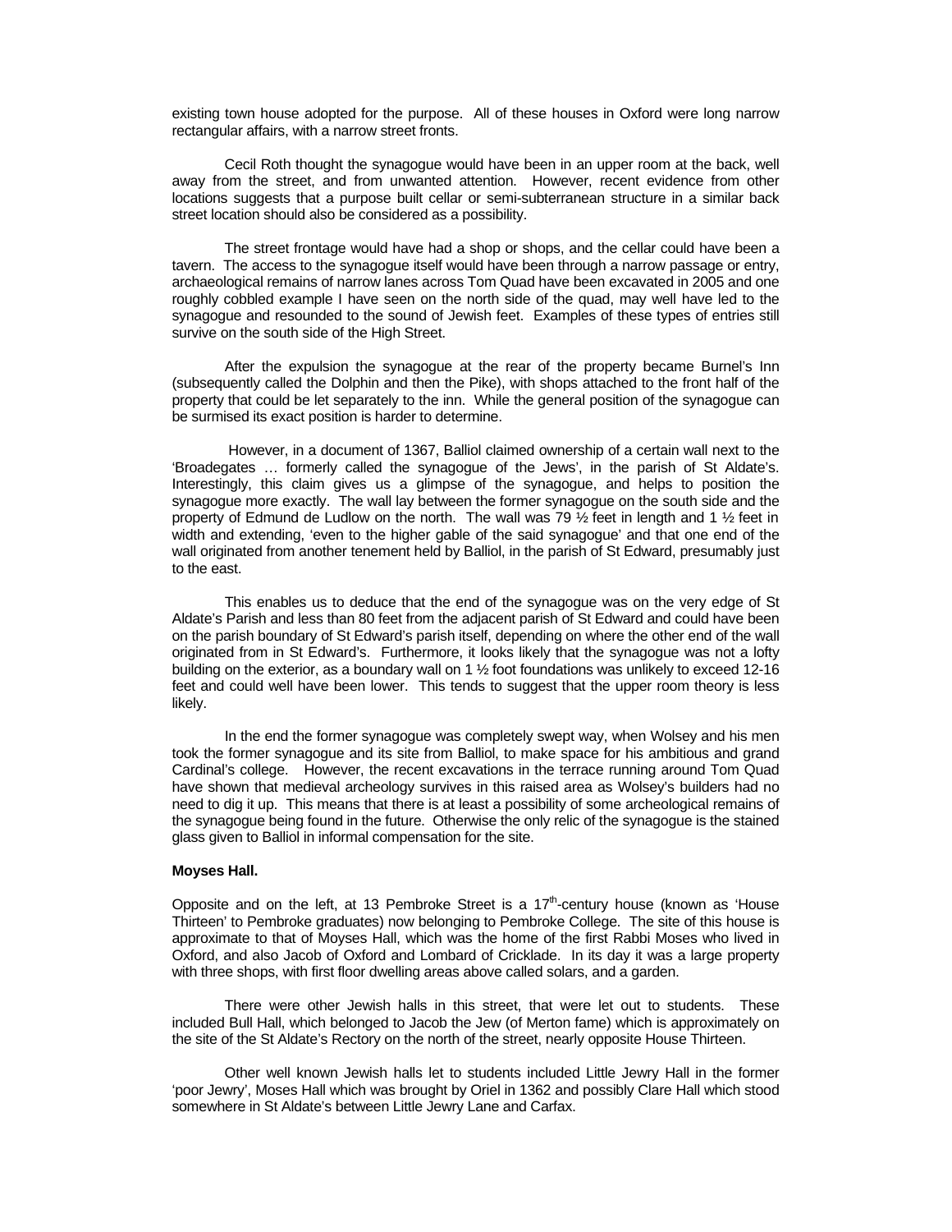existing town house adopted for the purpose. All of these houses in Oxford were long narrow rectangular affairs, with a narrow street fronts.

Cecil Roth thought the synagogue would have been in an upper room at the back, well away from the street, and from unwanted attention. However, recent evidence from other locations suggests that a purpose built cellar or semi-subterranean structure in a similar back street location should also be considered as a possibility.

The street frontage would have had a shop or shops, and the cellar could have been a tavern. The access to the synagogue itself would have been through a narrow passage or entry, archaeological remains of narrow lanes across Tom Quad have been excavated in 2005 and one roughly cobbled example I have seen on the north side of the quad, may well have led to the synagogue and resounded to the sound of Jewish feet. Examples of these types of entries still survive on the south side of the High Street.

After the expulsion the synagogue at the rear of the property became Burnel's Inn (subsequently called the Dolphin and then the Pike), with shops attached to the front half of the property that could be let separately to the inn. While the general position of the synagogue can be surmised its exact position is harder to determine.

However, in a document of 1367, Balliol claimed ownership of a certain wall next to the 'Broadegates … formerly called the synagogue of the Jews', in the parish of St Aldate's. Interestingly, this claim gives us a glimpse of the synagogue, and helps to position the synagogue more exactly. The wall lay between the former synagogue on the south side and the property of Edmund de Ludlow on the north. The wall was 79 ½ feet in length and 1 ½ feet in width and extending, 'even to the higher gable of the said synagogue' and that one end of the wall originated from another tenement held by Balliol, in the parish of St Edward, presumably just to the east.

This enables us to deduce that the end of the synagogue was on the very edge of St Aldate's Parish and less than 80 feet from the adjacent parish of St Edward and could have been on the parish boundary of St Edward's parish itself, depending on where the other end of the wall originated from in St Edward's. Furthermore, it looks likely that the synagogue was not a lofty building on the exterior, as a boundary wall on 1 ½ foot foundations was unlikely to exceed 12-16 feet and could well have been lower. This tends to suggest that the upper room theory is less likely.

In the end the former synagogue was completely swept way, when Wolsey and his men took the former synagogue and its site from Balliol, to make space for his ambitious and grand Cardinal's college. However, the recent excavations in the terrace running around Tom Quad have shown that medieval archeology survives in this raised area as Wolsey's builders had no need to dig it up. This means that there is at least a possibility of some archeological remains of the synagogue being found in the future. Otherwise the only relic of the synagogue is the stained glass given to Balliol in informal compensation for the site.

**Moyses Hall.**

Opposite and on the left, at 13 Pembroke Street is a 17th-century house (known as 'House Thirteen' to Pembroke graduates) now belonging to Pembroke College. The site of this house is approximate to that of Moyses Hall, which was the home of the first Rabbi Moses who lived in Oxford, and also Jacob of Oxford and Lombard of Cricklade. In its day it was a large property with three shops, with first floor dwelling areas above called solars, and a garden.

There were other Jewish halls in this street, that were let out to students. These included Bull Hall, which belonged to Jacob the Jew (of Merton fame) which is approximately on the site of the St Aldate's Rectory on the north of the street, nearly opposite House Thirteen.

Other well known Jewish halls let to students included Little Jewry Hall in the former 'poor Jewry', Moses Hall which was brought by Oriel in 1362 and possibly Clare Hall which stood somewhere in St Aldate's between Little Jewry Lane and Carfax.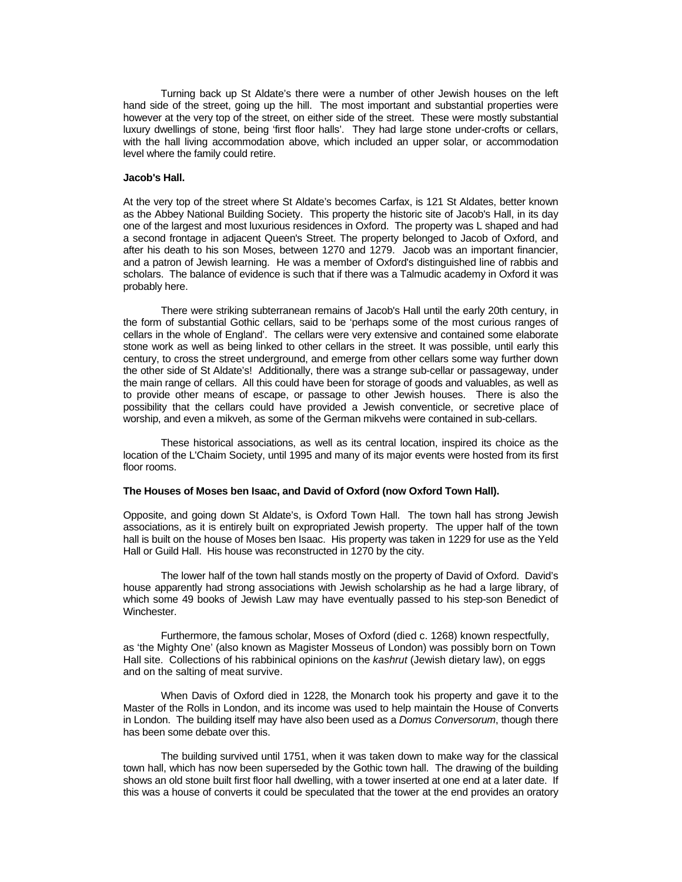Turning back up St Aldate's there were a number of other Jewish houses on the left hand side of the street, going up the hill. The most important and substantial properties were however at the very top of the street, on either side of the street. These were mostly substantial luxury dwellings of stone, being 'first floor halls'. They had large stone under-crofts or cellars, with the hall living accommodation above, which included an upper solar, or accommodation level where the family could retire.

**Jacob's Hall.**

At the very top of the street where St Aldate's becomes Carfax, is 121 St Aldates, better known as the Abbey National Building Society. This property the historic site of Jacob's Hall, in its day one of the largest and most luxurious residences in Oxford. The property was L shaped and had a second frontage in adjacent Queen's Street. The property belonged to Jacob of Oxford, and after his death to his son Moses, between 1270 and 1279. Jacob was an important financier, and a patron of Jewish learning. He was a member of Oxford's distinguished line of rabbis and scholars. The balance of evidence is such that if there was a Talmudic academy in Oxford it was probably here.

There were striking subterranean remains of Jacob's Hall until the early 20th century, in the form of substantial Gothic cellars, said to be 'perhaps some of the most curious ranges of cellars in the whole of England'. The cellars were very extensive and contained some elaborate stone work as well as being linked to other cellars in the street. It was possible, until early this century, to cross the street underground, and emerge from other cellars some way further down the other side of St Aldate's! Additionally, there was a strange sub-cellar or passageway, under the main range of cellars. All this could have been for storage of goods and valuables, as well as to provide other means of escape, or passage to other Jewish houses. There is also the possibility that the cellars could have provided a Jewish conventicle, or secretive place of worship, and even a mikveh, as some of the German mikvehs were contained in sub-cellars.

These historical associations, as well as its central location, inspired its choice as the location of the L'Chaim Society, until 1995 and many of its major events were hosted from its first floor rooms.

**The Houses of Moses ben Isaac, and David of Oxford (now Oxford Town Hall).**

Opposite, and going down St Aldate's, is Oxford Town Hall. The town hall has strong Jewish associations, as it is entirely built on expropriated Jewish property. The upper half of the town hall is built on the house of Moses ben Isaac. His property was taken in 1229 for use as the Yeld Hall or Guild Hall. His house was reconstructed in 1270 by the city.

The lower half of the town hall stands mostly on the property of David of Oxford. David's house apparently had strong associations with Jewish scholarship as he had a large library, of which some 49 books of Jewish Law may have eventually passed to his step-son Benedict of Winchester.

Furthermore, the famous scholar, Moses of Oxford (died c. 1268) known respectfully, as 'the Mighty One' (also known as Magister Mosseus of London) was possibly born on Town Hall site. Collections of his rabbinical opinions on the *kashrut* (Jewish dietary law), on eggs and on the salting of meat survive.

When Davis of Oxford died in 1228, the Monarch took his property and gave it to the Master of the Rolls in London, and its income was used to help maintain the House of Converts in London. The building itself may have also been used as a *Domus Conversorum*, though there has been some debate over this.

The building survived until 1751, when it was taken down to make way for the classical town hall, which has now been superseded by the Gothic town hall. The drawing of the building shows an old stone built first floor hall dwelling, with a tower inserted at one end at a later date. If this was a house of converts it could be speculated that the tower at the end provides an oratory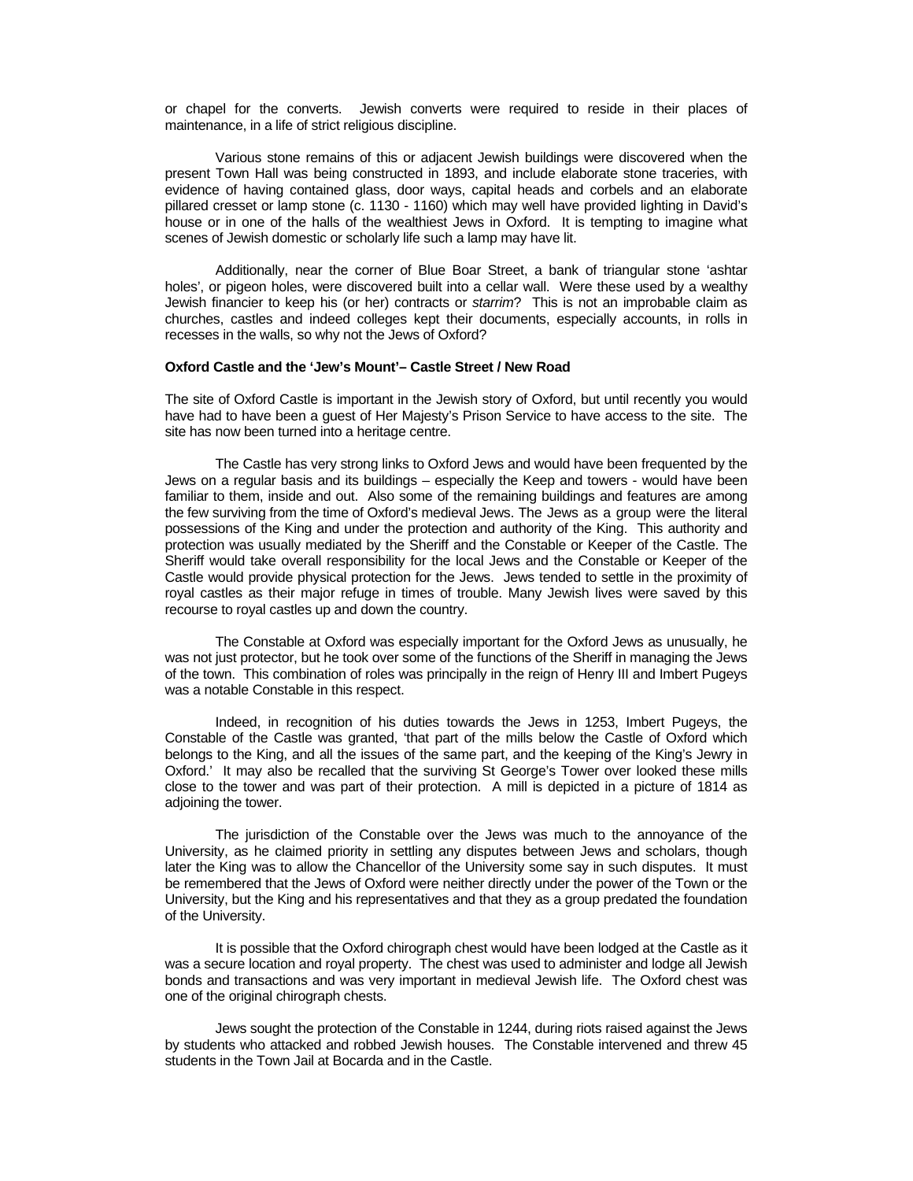or chapel for the converts. Jewish converts were required to reside in their places of maintenance, in a life of strict religious discipline.

Various stone remains of this or adjacent Jewish buildings were discovered when the present Town Hall was being constructed in 1893, and include elaborate stone traceries, with evidence of having contained glass, door ways, capital heads and corbels and an elaborate pillared cresset or lamp stone (c. 1130 - 1160) which may well have provided lighting in David's house or in one of the halls of the wealthiest Jews in Oxford. It is tempting to imagine what scenes of Jewish domestic or scholarly life such a lamp may have lit.

Additionally, near the corner of Blue Boar Street, a bank of triangular stone 'ashtar holes', or pigeon holes, were discovered built into a cellar wall. Were these used by a wealthy Jewish financier to keep his (or her) contracts or *starrim*? This is not an improbable claim as churches, castles and indeed colleges kept their documents, especially accounts, in rolls in recesses in the walls, so why not the Jews of Oxford?

**Oxford Castle and the 'Jew's Mount'– Castle Street / New Road**

The site of Oxford Castle is important in the Jewish story of Oxford, but until recently you would have had to have been a guest of Her Majesty's Prison Service to have access to the site. The site has now been turned into a heritage centre.

The Castle has very strong links to Oxford Jews and would have been frequented by the Jews on a regular basis and its buildings – especially the Keep and towers - would have been familiar to them, inside and out. Also some of the remaining buildings and features are among the few surviving from the time of Oxford's medieval Jews. The Jews as a group were the literal possessions of the King and under the protection and authority of the King. This authority and protection was usually mediated by the Sheriff and the Constable or Keeper of the Castle. The Sheriff would take overall responsibility for the local Jews and the Constable or Keeper of the Castle would provide physical protection for the Jews. Jews tended to settle in the proximity of royal castles as their major refuge in times of trouble. Many Jewish lives were saved by this recourse to royal castles up and down the country.

The Constable at Oxford was especially important for the Oxford Jews as unusually, he was not just protector, but he took over some of the functions of the Sheriff in managing the Jews of the town. This combination of roles was principally in the reign of Henry III and Imbert Pugeys was a notable Constable in this respect.

Indeed, in recognition of his duties towards the Jews in 1253, Imbert Pugeys, the Constable of the Castle was granted, 'that part of the mills below the Castle of Oxford which belongs to the King, and all the issues of the same part, and the keeping of the King's Jewry in Oxford.' It may also be recalled that the surviving St George's Tower over looked these mills close to the tower and was part of their protection. A mill is depicted in a picture of 1814 as adjoining the tower.

The jurisdiction of the Constable over the Jews was much to the annoyance of the University, as he claimed priority in settling any disputes between Jews and scholars, though later the King was to allow the Chancellor of the University some say in such disputes. It must be remembered that the Jews of Oxford were neither directly under the power of the Town or the University, but the King and his representatives and that they as a group predated the foundation of the University.

It is possible that the Oxford chirograph chest would have been lodged at the Castle as it was a secure location and royal property. The chest was used to administer and lodge all Jewish bonds and transactions and was very important in medieval Jewish life. The Oxford chest was one of the original chirograph chests.

Jews sought the protection of the Constable in 1244, during riots raised against the Jews by students who attacked and robbed Jewish houses. The Constable intervened and threw 45 students in the Town Jail at Bocarda and in the Castle.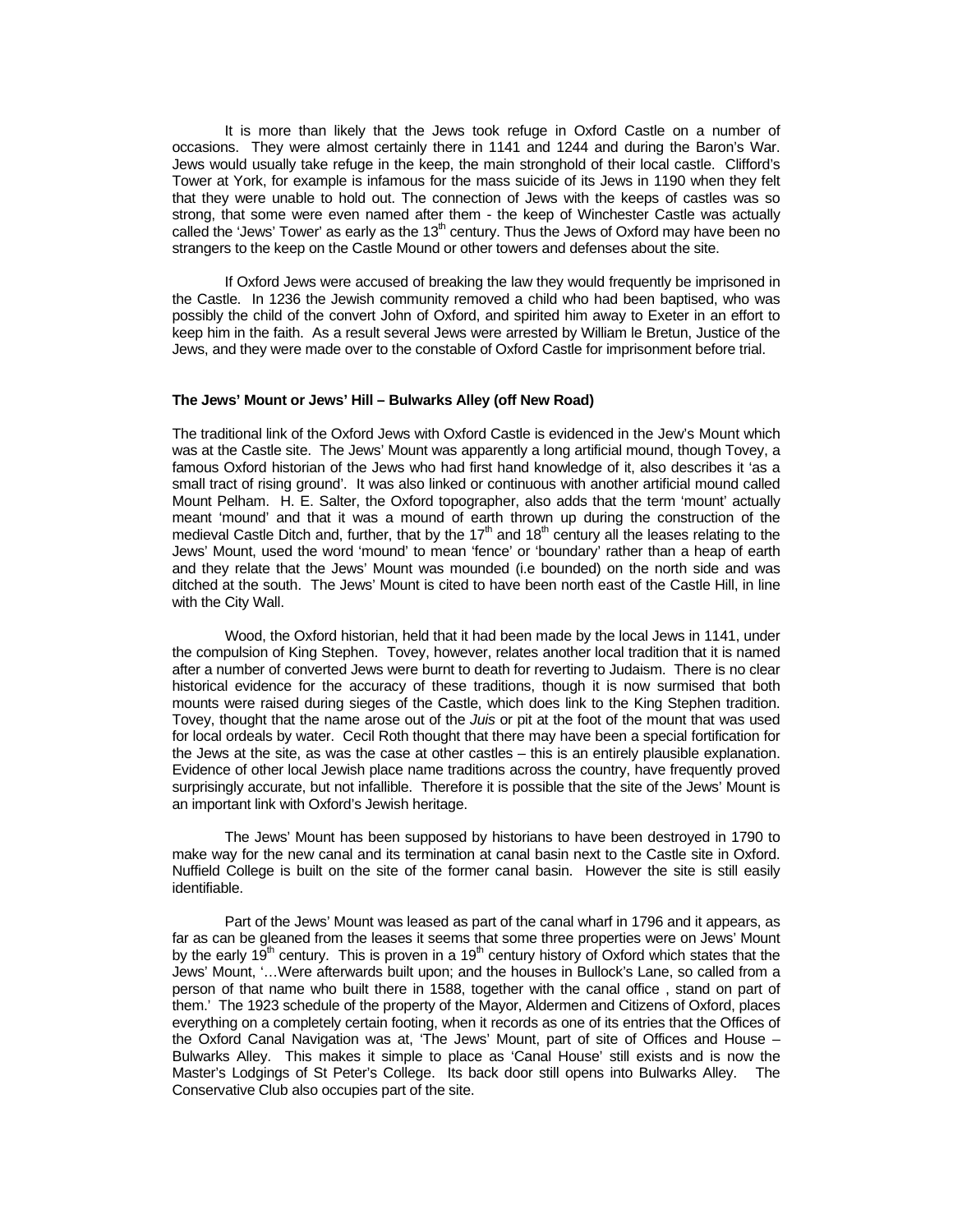It is more than likely that the Jews took refuge in Oxford Castle on a number of occasions. They were almost certainly there in 1141 and 1244 and during the Baron's War. Jews would usually take refuge in the keep, the main stronghold of their local castle. Clifford's Tower at York, for example is infamous for the mass suicide of its Jews in 1190 when they felt that they were unable to hold out. The connection of Jews with the keeps of castles was so strong, that some were even named after them - the keep of Winchester Castle was actually called the 'Jews' Tower' as early as the 13th century. Thus the Jews of Oxford may have been no strangers to the keep on the Castle Mound or other towers and defenses about the site.

If Oxford Jews were accused of breaking the law they would frequently be imprisoned in the Castle. In 1236 the Jewish community removed a child who had been baptised, who was possibly the child of the convert John of Oxford, and spirited him away to Exeter in an effort to keep him in the faith. As a result several Jews were arrested by William le Bretun, Justice of the Jews, and they were made over to the constable of Oxford Castle for imprisonment before trial.

**The Jews' Mount or Jews' Hill – Bulwarks Alley (off New Road)**

The traditional link of the Oxford Jews with Oxford Castle is evidenced in the Jew's Mount which was at the Castle site. The Jews' Mount was apparently a long artificial mound, though Tovey, a famous Oxford historian of the Jews who had first hand knowledge of it, also describes it 'as a small tract of rising ground'. It was also linked or continuous with another artificial mound called Mount Pelham. H. E. Salter, the Oxford topographer, also adds that the term 'mount' actually meant 'mound' and that it was a mound of earth thrown up during the construction of the medieval Castle Ditch and, further, that by the 17th and 18th century all the leases relating to the Jews' Mount, used the word 'mound' to mean 'fence' or 'boundary' rather than a heap of earth and they relate that the Jews' Mount was mounded (i.e bounded) on the north side and was ditched at the south. The Jews' Mount is cited to have been north east of the Castle Hill, in line with the City Wall.

Wood, the Oxford historian, held that it had been made by the local Jews in 1141, under the compulsion of King Stephen. Tovey, however, relates another local tradition that it is named after a number of converted Jews were burnt to death for reverting to Judaism. There is no clear historical evidence for the accuracy of these traditions, though it is now surmised that both mounts were raised during sieges of the Castle, which does link to the King Stephen tradition. Tovey, thought that the name arose out of the *Juis* or pit at the foot of the mount that was used for local ordeals by water. Cecil Roth thought that there may have been a special fortification for the Jews at the site, as was the case at other castles – this is an entirely plausible explanation. Evidence of other local Jewish place name traditions across the country, have frequently proved surprisingly accurate, but not infallible. Therefore it is possible that the site of the Jews' Mount is an important link with Oxford's Jewish heritage.

The Jews' Mount has been supposed by historians to have been destroyed in 1790 to make way for the new canal and its termination at canal basin next to the Castle site in Oxford. Nuffield College is built on the site of the former canal basin. However the site is still easily identifiable.

Part of the Jews' Mount was leased as part of the canal wharf in 1796 and it appears, as far as can be gleaned from the leases it seems that some three properties were on Jews' Mount by the early 19th century. This is proven in a 19th century history of Oxford which states that the Jews' Mount, '…Were afterwards built upon; and the houses in Bullock's Lane, so called from a person of that name who built there in 1588, together with the canal office , stand on part of them.' The 1923 schedule of the property of the Mayor, Aldermen and Citizens of Oxford, places everything on a completely certain footing, when it records as one of its entries that the Offices of the Oxford Canal Navigation was at, 'The Jews' Mount, part of site of Offices and House – Bulwarks Alley. This makes it simple to place as 'Canal House' still exists and is now the Master's Lodgings of St Peter's College. Its back door still opens into Bulwarks Alley. The Conservative Club also occupies part of the site.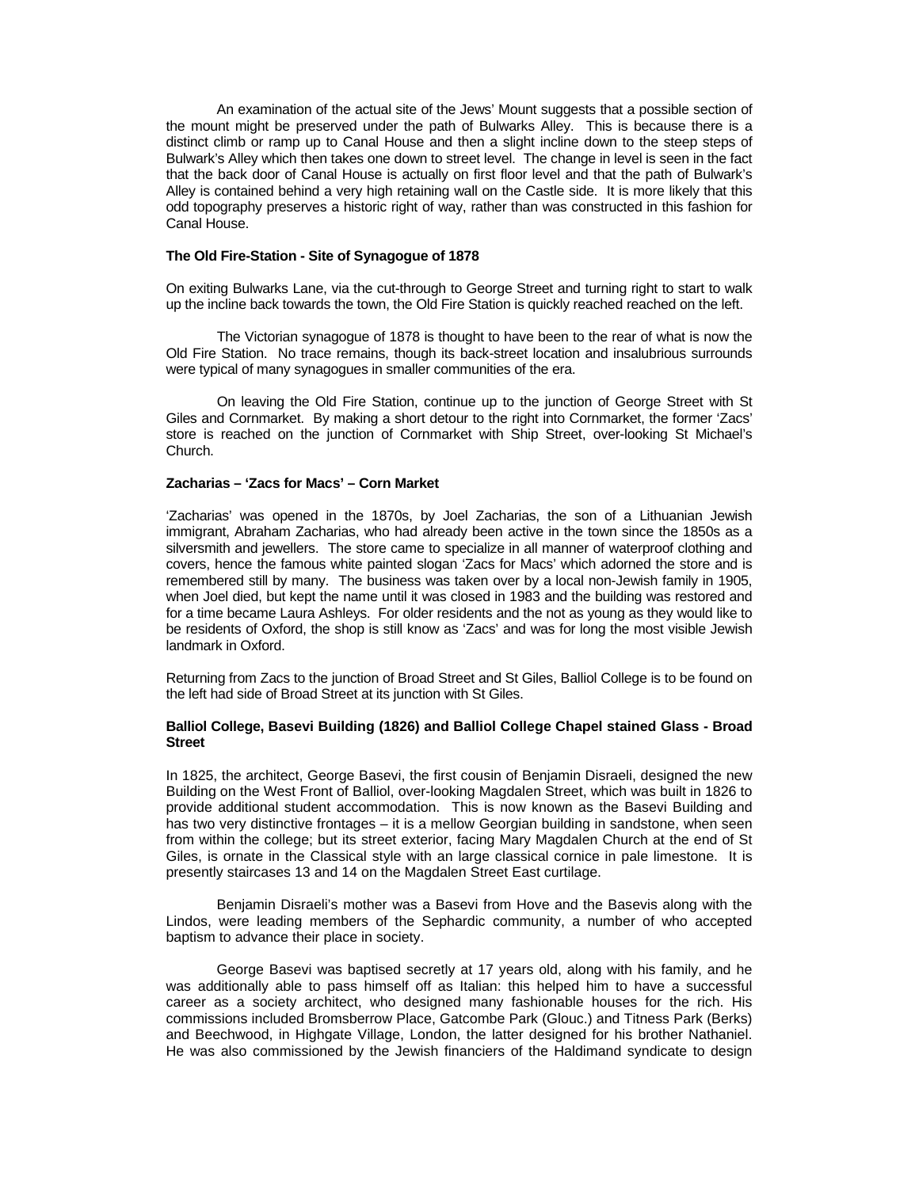An examination of the actual site of the Jews' Mount suggests that a possible section of the mount might be preserved under the path of Bulwarks Alley. This is because there is a distinct climb or ramp up to Canal House and then a slight incline down to the steep steps of Bulwark's Alley which then takes one down to street level. The change in level is seen in the fact that the back door of Canal House is actually on first floor level and that the path of Bulwark's Alley is contained behind a very high retaining wall on the Castle side. It is more likely that this odd topography preserves a historic right of way, rather than was constructed in this fashion for Canal House.

**The Old Fire-Station - Site of Synagogue of 1878**

On exiting Bulwarks Lane, via the cut-through to George Street and turning right to start to walk up the incline back towards the town, the Old Fire Station is quickly reached reached on the left.

The Victorian synagogue of 1878 is thought to have been to the rear of what is now the Old Fire Station. No trace remains, though its back-street location and insalubrious surrounds were typical of many synagogues in smaller communities of the era.

On leaving the Old Fire Station, continue up to the junction of George Street with St Giles and Cornmarket. By making a short detour to the right into Cornmarket, the former 'Zacs' store is reached on the junction of Cornmarket with Ship Street, over-looking St Michael's Church.

**Zacharias – 'Zacs for Macs' – Corn Market**

'Zacharias' was opened in the 1870s, by Joel Zacharias, the son of a Lithuanian Jewish immigrant, Abraham Zacharias, who had already been active in the town since the 1850s as a silversmith and jewellers. The store came to specialize in all manner of waterproof clothing and covers, hence the famous white painted slogan 'Zacs for Macs' which adorned the store and is remembered still by many. The business was taken over by a local non-Jewish family in 1905, when Joel died, but kept the name until it was closed in 1983 and the building was restored and for a time became Laura Ashleys. For older residents and the not as young as they would like to be residents of Oxford, the shop is still know as 'Zacs' and was for long the most visible Jewish landmark in Oxford.

Returning from Zacs to the junction of Broad Street and St Giles, Balliol College is to be found on the left had side of Broad Street at its junction with St Giles.

**Balliol College, Basevi Building (1826) and Balliol College Chapel stained Glass - Broad Street**

In 1825, the architect, George Basevi, the first cousin of Benjamin Disraeli, designed the new Building on the West Front of Balliol, over-looking Magdalen Street, which was built in 1826 to provide additional student accommodation. This is now known as the Basevi Building and has two very distinctive frontages – it is a mellow Georgian building in sandstone, when seen from within the college; but its street exterior, facing Mary Magdalen Church at the end of St Giles, is ornate in the Classical style with an large classical cornice in pale limestone. It is presently staircases 13 and 14 on the Magdalen Street East curtilage.

Benjamin Disraeli's mother was a Basevi from Hove and the Basevis along with the Lindos, were leading members of the Sephardic community, a number of who accepted baptism to advance their place in society.

George Basevi was baptised secretly at 17 years old, along with his family, and he was additionally able to pass himself off as Italian: this helped him to have a successful career as a society architect, who designed many fashionable houses for the rich. His commissions included Bromsberrow Place, Gatcombe Park (Glouc.) and Titness Park (Berks) and Beechwood, in Highgate Village, London, the latter designed for his brother Nathaniel. He was also commissioned by the Jewish financiers of the Haldimand syndicate to design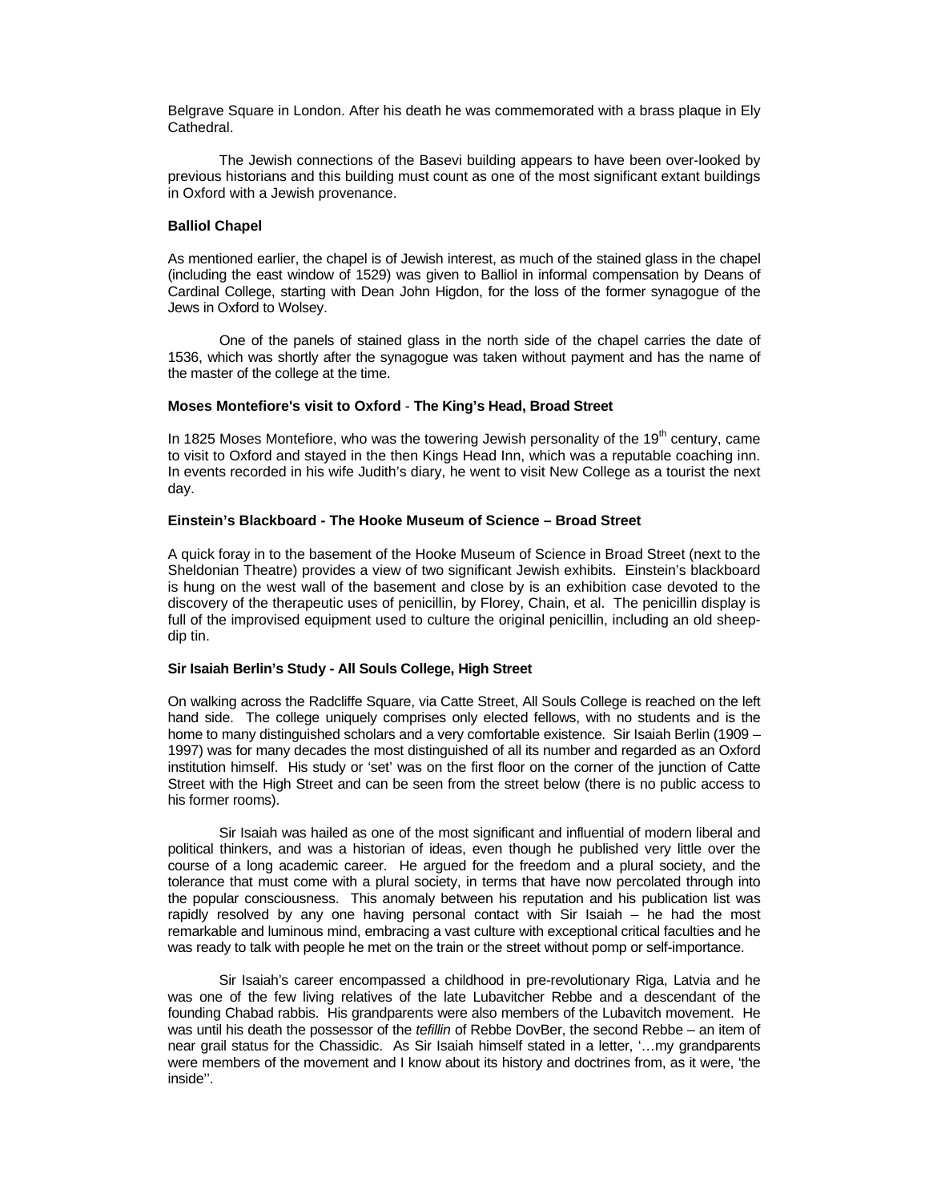Belgrave Square in London. After his death he was commemorated with a brass plaque in Ely Cathedral.

The Jewish connections of the Basevi building appears to have been over-looked by previous historians and this building must count as one of the most significant extant buildings in Oxford with a Jewish provenance.

**Balliol Chapel**

As mentioned earlier, the chapel is of Jewish interest, as much of the stained glass in the chapel (including the east window of 1529) was given to Balliol in informal compensation by Deans of Cardinal College, starting with Dean John Higdon, for the loss of the former synagogue of the Jews in Oxford to Wolsey.

One of the panels of stained glass in the north side of the chapel carries the date of 1536, which was shortly after the synagogue was taken without payment and has the name of the master of the college at the time.

**Moses Montefiore's visit to Oxford** - **The King's Head, Broad Street**

In 1825 Moses Montefiore, who was the towering Jewish personality of the 19th century, came to visit to Oxford and stayed in the then Kings Head Inn, which was a reputable coaching inn. In events recorded in his wife Judith's diary, he went to visit New College as a tourist the next day.

**Einstein's Blackboard - The Hooke Museum of Science – Broad Street**

A quick foray in to the basement of the Hooke Museum of Science in Broad Street (next to the Sheldonian Theatre) provides a view of two significant Jewish exhibits. Einstein's blackboard is hung on the west wall of the basement and close by is an exhibition case devoted to the discovery of the therapeutic uses of penicillin, by Florey, Chain, et al. The penicillin display is full of the improvised equipment used to culture the original penicillin, including an old sheep-dip tin.

**Sir Isaiah Berlin's Study - All Souls College, High Street**

On walking across the Radcliffe Square, via Catte Street, All Souls College is reached on the left hand side. The college uniquely comprises only elected fellows, with no students and is the home to many distinguished scholars and a very comfortable existence. Sir Isaiah Berlin (1909 – 1997) was for many decades the most distinguished of all its number and regarded as an Oxford institution himself. His study or 'set' was on the first floor on the corner of the junction of Catte Street with the High Street and can be seen from the street below (there is no public access to his former rooms).

Sir Isaiah was hailed as one of the most significant and influential of modern liberal and political thinkers, and was a historian of ideas, even though he published very little over the course of a long academic career. He argued for the freedom and a plural society, and the tolerance that must come with a plural society, in terms that have now percolated through into the popular consciousness. This anomaly between his reputation and his publication list was rapidly resolved by any one having personal contact with Sir Isaiah – he had the most remarkable and luminous mind, embracing a vast culture with exceptional critical faculties and he was ready to talk with people he met on the train or the street without pomp or self-importance.

Sir Isaiah's career encompassed a childhood in pre-revolutionary Riga, Latvia and he was one of the few living relatives of the late Lubavitcher Rebbe and a descendant of the founding Chabad rabbis. His grandparents were also members of the Lubavitch movement. He was until his death the possessor of the *tefillin* of Rebbe DovBer, the second Rebbe – an item of near grail status for the Chassidic. As Sir Isaiah himself stated in a letter, '…my grandparents were members of the movement and I know about its history and doctrines from, as it were, 'the inside''.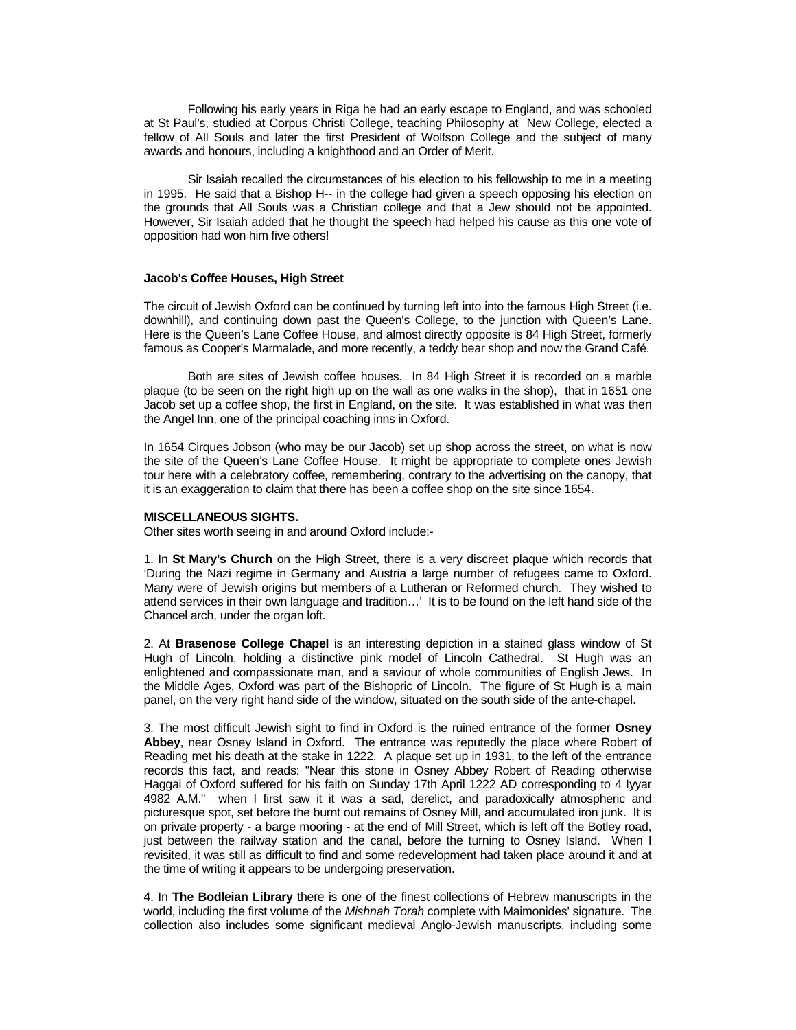Following his early years in Riga he had an early escape to England, and was schooled at St Paul's, studied at Corpus Christi College, teaching Philosophy at New College, elected a fellow of All Souls and later the first President of Wolfson College and the subject of many awards and honours, including a knighthood and an Order of Merit.

Sir Isaiah recalled the circumstances of his election to his fellowship to me in a meeting in 1995. He said that a Bishop H-- in the college had given a speech opposing his election on the grounds that All Souls was a Christian college and that a Jew should not be appointed. However, Sir Isaiah added that he thought the speech had helped his cause as this one vote of opposition had won him five others!

**Jacob's Coffee Houses, High Street**

The circuit of Jewish Oxford can be continued by turning left into into the famous High Street (i.e. downhill), and continuing down past the Queen's College, to the junction with Queen's Lane. Here is the Queen's Lane Coffee House, and almost directly opposite is 84 High Street, formerly famous as Cooper's Marmalade, and more recently, a teddy bear shop and now the Grand Café.

Both are sites of Jewish coffee houses. In 84 High Street it is recorded on a marble plaque (to be seen on the right high up on the wall as one walks in the shop), that in 1651 one Jacob set up a coffee shop, the first in England, on the site. It was established in what was then the Angel Inn, one of the principal coaching inns in Oxford.

In 1654 Cirques Jobson (who may be our Jacob) set up shop across the street, on what is now the site of the Queen's Lane Coffee House. It might be appropriate to complete ones Jewish tour here with a celebratory coffee, remembering, contrary to the advertising on the canopy, that it is an exaggeration to claim that there has been a coffee shop on the site since 1654.

**MISCELLANEOUS SIGHTS.**

Other sites worth seeing in and around Oxford include:-

1. In **St Mary's Church** on the High Street, there is a very discreet plaque which records that 'During the Nazi regime in Germany and Austria a large number of refugees came to Oxford. Many were of Jewish origins but members of a Lutheran or Reformed church. They wished to attend services in their own language and tradition…' It is to be found on the left hand side of the Chancel arch, under the organ loft.

2. At **Brasenose College Chapel** is an interesting depiction in a stained glass window of St Hugh of Lincoln, holding a distinctive pink model of Lincoln Cathedral. St Hugh was an enlightened and compassionate man, and a saviour of whole communities of English Jews. In the Middle Ages, Oxford was part of the Bishopric of Lincoln. The figure of St Hugh is a main panel, on the very right hand side of the window, situated on the south side of the ante-chapel.

3. The most difficult Jewish sight to find in Oxford is the ruined entrance of the former **Osney Abbey**, near Osney Island in Oxford. The entrance was reputedly the place where Robert of Reading met his death at the stake in 1222. A plaque set up in 1931, to the left of the entrance records this fact, and reads: "Near this stone in Osney Abbey Robert of Reading otherwise Haggai of Oxford suffered for his faith on Sunday 17th April 1222 AD corresponding to 4 Iyyar 4982 A.M." when I first saw it it was a sad, derelict, and paradoxically atmospheric and picturesque spot, set before the burnt out remains of Osney Mill, and accumulated iron junk. It is on private property - a barge mooring - at the end of Mill Street, which is left off the Botley road, just between the railway station and the canal, before the turning to Osney Island. When I revisited, it was still as difficult to find and some redevelopment had taken place around it and at the time of writing it appears to be undergoing preservation.

4. In **The Bodleian Library** there is one of the finest collections of Hebrew manuscripts in the world, including the first volume of the *Mishnah Torah* complete with Maimonides' signature. The collection also includes some significant medieval Anglo-Jewish manuscripts, including some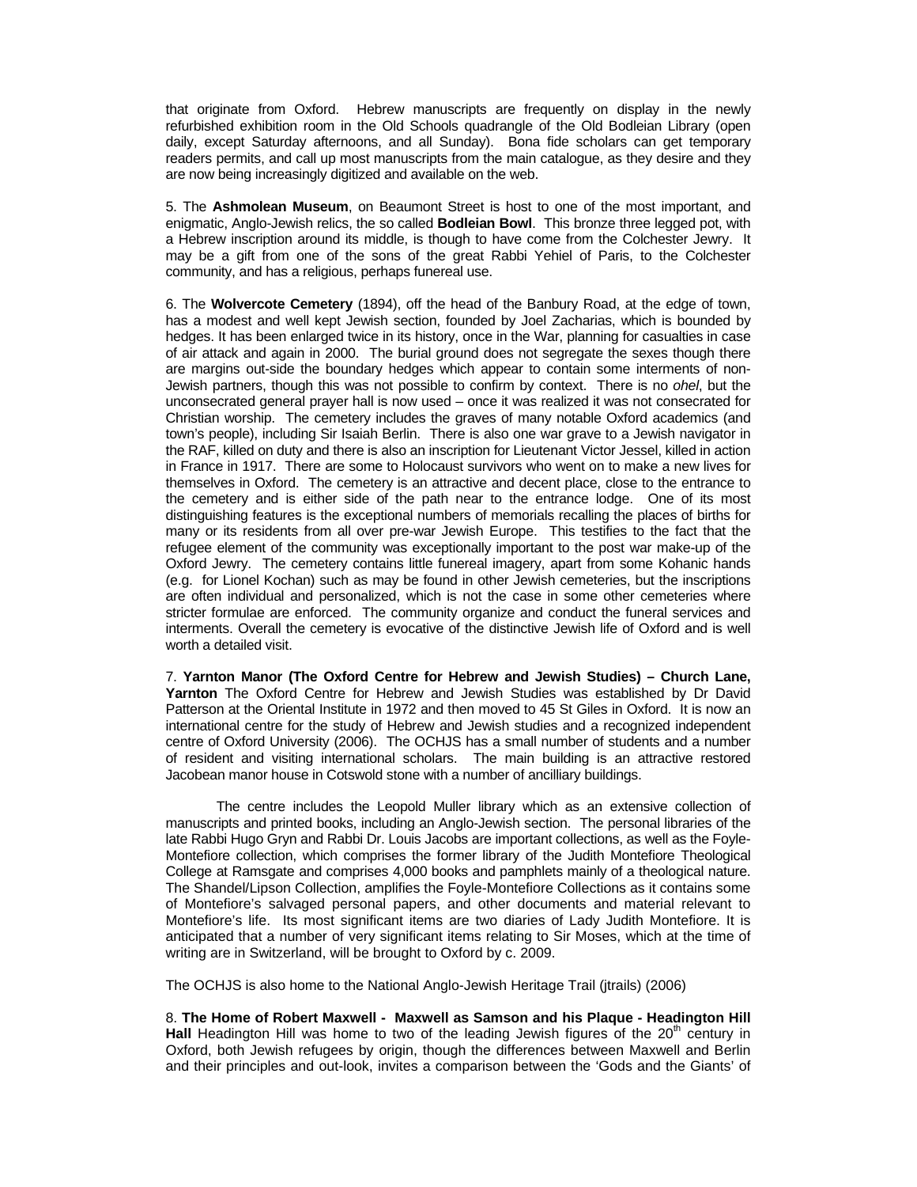that originate from Oxford. Hebrew manuscripts are frequently on display in the newly refurbished exhibition room in the Old Schools quadrangle of the Old Bodleian Library (open daily, except Saturday afternoons, and all Sunday). Bona fide scholars can get temporary readers permits, and call up most manuscripts from the main catalogue, as they desire and they are now being increasingly digitized and available on the web.

5. The **Ashmolean Museum**, on Beaumont Street is host to one of the most important, and enigmatic, Anglo-Jewish relics, the so called **Bodleian Bowl**. This bronze three legged pot, with a Hebrew inscription around its middle, is though to have come from the Colchester Jewry. It may be a gift from one of the sons of the great Rabbi Yehiel of Paris, to the Colchester community, and has a religious, perhaps funereal use.

6. The **Wolvercote Cemetery** (1894), off the head of the Banbury Road, at the edge of town, has a modest and well kept Jewish section, founded by Joel Zacharias, which is bounded by hedges. It has been enlarged twice in its history, once in the War, planning for casualties in case of air attack and again in 2000. The burial ground does not segregate the sexes though there are margins out-side the boundary hedges which appear to contain some interments of non-Jewish partners, though this was not possible to confirm by context. There is no *ohel*, but the unconsecrated general prayer hall is now used – once it was realized it was not consecrated for Christian worship. The cemetery includes the graves of many notable Oxford academics (and town's people), including Sir Isaiah Berlin. There is also one war grave to a Jewish navigator in the RAF, killed on duty and there is also an inscription for Lieutenant Victor Jessel, killed in action in France in 1917. There are some to Holocaust survivors who went on to make a new lives for themselves in Oxford. The cemetery is an attractive and decent place, close to the entrance to the cemetery and is either side of the path near to the entrance lodge. One of its most distinguishing features is the exceptional numbers of memorials recalling the places of births for many or its residents from all over pre-war Jewish Europe. This testifies to the fact that the refugee element of the community was exceptionally important to the post war make-up of the Oxford Jewry. The cemetery contains little funereal imagery, apart from some Kohanic hands (e.g. for Lionel Kochan) such as may be found in other Jewish cemeteries, but the inscriptions are often individual and personalized, which is not the case in some other cemeteries where stricter formulae are enforced. The community organize and conduct the funeral services and interments. Overall the cemetery is evocative of the distinctive Jewish life of Oxford and is well worth a detailed visit.

7. **Yarnton Manor (The Oxford Centre for Hebrew and Jewish Studies) – Church Lane, Yarnton** The Oxford Centre for Hebrew and Jewish Studies was established by Dr David Patterson at the Oriental Institute in 1972 and then moved to 45 St Giles in Oxford. It is now an international centre for the study of Hebrew and Jewish studies and a recognized independent centre of Oxford University (2006). The OCHJS has a small number of students and a number of resident and visiting international scholars. The main building is an attractive restored Jacobean manor house in Cotswold stone with a number of ancilliary buildings.

The centre includes the Leopold Muller library which as an extensive collection of manuscripts and printed books, including an Anglo-Jewish section. The personal libraries of the late Rabbi Hugo Gryn and Rabbi Dr. Louis Jacobs are important collections, as well as the Foyle-Montefiore collection, which comprises the former library of the Judith Montefiore Theological College at Ramsgate and comprises 4,000 books and pamphlets mainly of a theological nature. The Shandel/Lipson Collection, amplifies the Foyle-Montefiore Collections as it contains some of Montefiore's salvaged personal papers, and other documents and material relevant to Montefiore's life. Its most significant items are two diaries of Lady Judith Montefiore. It is anticipated that a number of very significant items relating to Sir Moses, which at the time of writing are in Switzerland, will be brought to Oxford by c. 2009.

The OCHJS is also home to the National Anglo-Jewish Heritage Trail (jtrails) (2006)

8. **The Home of Robert Maxwell - Maxwell as Samson and his Plaque - Headington Hill Hall** Headington Hill was home to two of the leading Jewish figures of the 20th century in Oxford, both Jewish refugees by origin, though the differences between Maxwell and Berlin and their principles and out-look, invites a comparison between the 'Gods and the Giants' of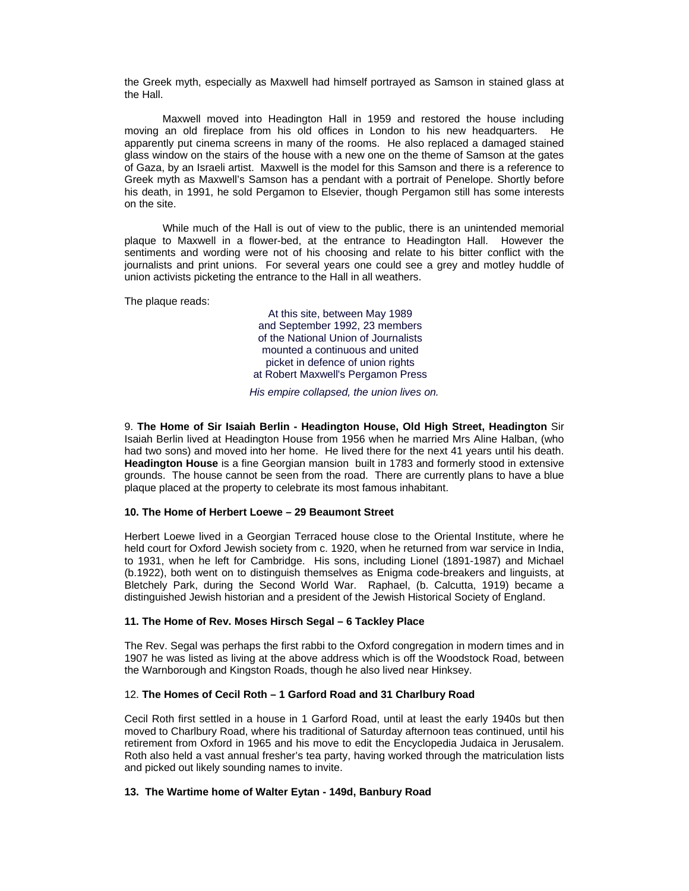the Greek myth, especially as Maxwell had himself portrayed as Samson in stained glass at the Hall.

Maxwell moved into Headington Hall in 1959 and restored the house including moving an old fireplace from his old offices in London to his new headquarters. He apparently put cinema screens in many of the rooms. He also replaced a damaged stained glass window on the stairs of the house with a new one on the theme of Samson at the gates of Gaza, by an Israeli artist. Maxwell is the model for this Samson and there is a reference to Greek myth as Maxwell's Samson has a pendant with a portrait of Penelope. Shortly before his death, in 1991, he sold Pergamon to Elsevier, though Pergamon still has some interests on the site.

While much of the Hall is out of view to the public, there is an unintended memorial plaque to Maxwell in a flower-bed, at the entrance to Headington Hall. However the sentiments and wording were not of his choosing and relate to his bitter conflict with the journalists and print unions. For several years one could see a grey and motley huddle of union activists picketing the entrance to the Hall in all weathers.

The plaque reads:

> At this site, between May 1989
> and September 1992, 23 members
> of the National Union of Journalists
> mounted a continuous and united
> picket in defence of union rights
> at Robert Maxwell's Pergamon Press
>
> *His empire collapsed, the union lives on.*

9. **The Home of Sir Isaiah Berlin - Headington House, Old High Street, Headington** Sir Isaiah Berlin lived at Headington House from 1956 when he married Mrs Aline Halban, (who had two sons) and moved into her home. He lived there for the next 41 years until his death. **Headington House** is a fine Georgian mansion built in 1783 and formerly stood in extensive grounds. The house cannot be seen from the road. There are currently plans to have a blue plaque placed at the property to celebrate its most famous inhabitant.

**10. The Home of Herbert Loewe – 29 Beaumont Street**

Herbert Loewe lived in a Georgian Terraced house close to the Oriental Institute, where he held court for Oxford Jewish society from c. 1920, when he returned from war service in India, to 1931, when he left for Cambridge. His sons, including Lionel (1891-1987) and Michael (b.1922), both went on to distinguish themselves as Enigma code-breakers and linguists, at Bletchely Park, during the Second World War. Raphael, (b. Calcutta, 1919) became a distinguished Jewish historian and a president of the Jewish Historical Society of England.

**11. The Home of Rev. Moses Hirsch Segal – 6 Tackley Place**

The Rev. Segal was perhaps the first rabbi to the Oxford congregation in modern times and in 1907 he was listed as living at the above address which is off the Woodstock Road, between the Warnborough and Kingston Roads, though he also lived near Hinksey.

12. **The Homes of Cecil Roth – 1 Garford Road and 31 Charlbury Road**

Cecil Roth first settled in a house in 1 Garford Road, until at least the early 1940s but then moved to Charlbury Road, where his traditional of Saturday afternoon teas continued, until his retirement from Oxford in 1965 and his move to edit the Encyclopedia Judaica in Jerusalem. Roth also held a vast annual fresher's tea party, having worked through the matriculation lists and picked out likely sounding names to invite.

**13. The Wartime home of Walter Eytan - 149d, Banbury Road**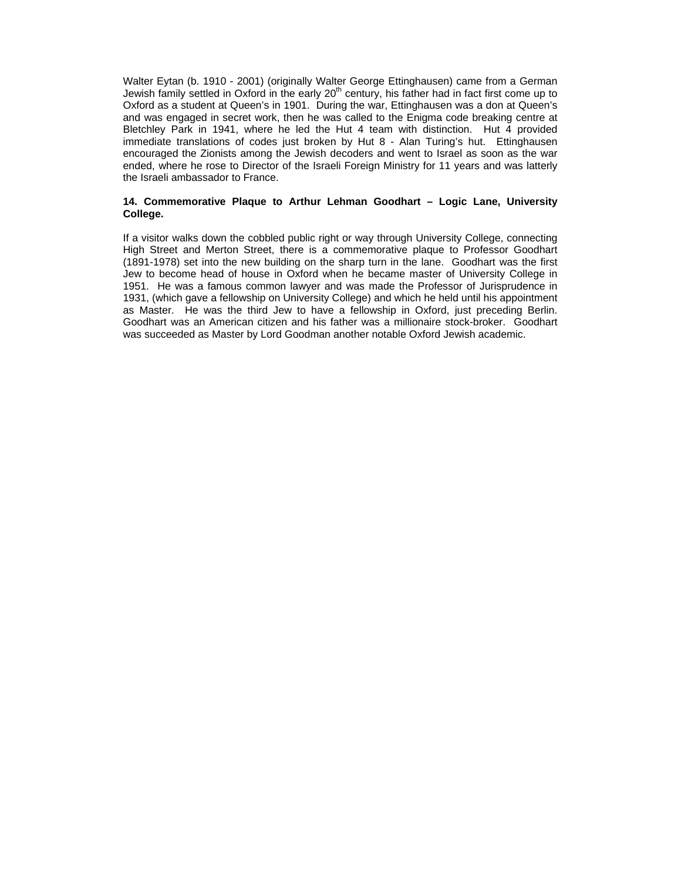Walter Eytan (b. 1910 - 2001) (originally Walter George Ettinghausen) came from a German Jewish family settled in Oxford in the early 20th century, his father had in fact first come up to Oxford as a student at Queen's in 1901. During the war, Ettinghausen was a don at Queen's and was engaged in secret work, then he was called to the Enigma code breaking centre at Bletchley Park in 1941, where he led the Hut 4 team with distinction. Hut 4 provided immediate translations of codes just broken by Hut 8 - Alan Turing's hut. Ettinghausen encouraged the Zionists among the Jewish decoders and went to Israel as soon as the war ended, where he rose to Director of the Israeli Foreign Ministry for 11 years and was latterly the Israeli ambassador to France.

**14. Commemorative Plaque to Arthur Lehman Goodhart – Logic Lane, University College.**

If a visitor walks down the cobbled public right or way through University College, connecting High Street and Merton Street, there is a commemorative plaque to Professor Goodhart (1891-1978) set into the new building on the sharp turn in the lane. Goodhart was the first Jew to become head of house in Oxford when he became master of University College in 1951. He was a famous common lawyer and was made the Professor of Jurisprudence in 1931, (which gave a fellowship on University College) and which he held until his appointment as Master. He was the third Jew to have a fellowship in Oxford, just preceding Berlin. Goodhart was an American citizen and his father was a millionaire stock-broker. Goodhart was succeeded as Master by Lord Goodman another notable Oxford Jewish academic.